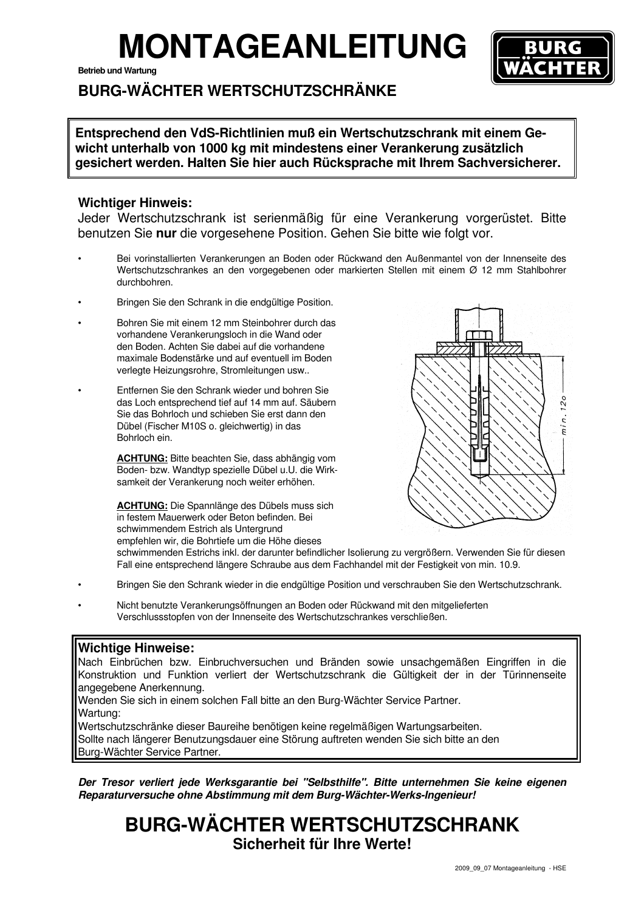# MONTAGEANLEITUNG

**Betrieb und Wartung**

## BURG-WÄCHTER WERTSCHUTZSCHRÄNKE

**Entsprechend den VdS-Richtlinien muß ein Wertschutzschrank mit einem Gewicht unterhalb von 1000 kg mit mindestens einer Verankerung zusätzlich gesichert werden. Halten Sie hier auch Rücksprache mit Ihrem Sachversicherer.**

**Wichtiger Hinweis:**

Jeder Wertschutzschrank ist serienmäßig für eine Verankerung vorgerüstet. Bitte benutzen Sie **nur** die vorgesehene Position. Gehen Sie bitte wie folgt vor.

- Bei vorinstallierten Verankerungen an Boden oder Rückwand den Außenmantel von der Innenseite des Wertschutzschrankes an den vorgegebenen oder markierten Stellen mit einem Ø 12 mm Stahlbohrer durchbohren.
- Bringen Sie den Schrank in die endgültige Position.
- Bohren Sie mit einem 12 mm Steinbohrer durch das vorhandene Verankerungsloch in die Wand oder den Boden. Achten Sie dabei auf die vorhandene maximale Bodenstärke und auf eventuell im Boden verlegte Heizungsrohre, Stromleitungen usw..
- Entfernen Sie den Schrank wieder und bohren Sie das Loch entsprechend tief auf 14 mm auf. Säubern Sie das Bohrloch und schieben Sie erst dann den Dübel (Fischer M10S o. gleichwertig) in das Bohrloch ein.

  **ACHTUNG:** Bitte beachten Sie, dass abhängig vom Boden- bzw. Wandtyp spezielle Dübel u.U. die Wirksamkeit der Verankerung noch weiter erhöhen.

  **ACHTUNG:** Die Spannlänge des Dübels muss sich in festem Mauerwerk oder Beton befinden. Bei schwimmendem Estrich als Untergrund empfehlen wir, die Bohrtiefe um die Höhe dieses schwimmenden Estrichs inkl. der darunter befindlicher Isolierung zu vergrößern. Verwenden Sie für diesen Fall eine entsprechend längere Schraube aus dem Fachhandel mit der Festigkeit von min. 10.9.

- Bringen Sie den Schrank wieder in die endgültige Position und verschrauben Sie den Wertschutzschrank.
- Nicht benutzte Verankerungsöffnungen an Boden oder Rückwand mit den mitgelieferten Verschlussstopfen von der Innenseite des Wertschutzschrankes verschließen.

min. 120

**Wichtige Hinweise:**

Nach Einbrüchen bzw. Einbruchversuchen und Bränden sowie unsachgemäßen Eingriffen in die Konstruktion und Funktion verliert der Wertschutzschrank die Gültigkeit der in der Türinnenseite angegebene Anerkennung.

Wenden Sie sich in einem solchen Fall bitte an den Burg-Wächter Service Partner.

Wartung:

Wertschutzschränke dieser Baureihe benötigen keine regelmäßigen Wartungsarbeiten.

Sollte nach längerer Benutzungsdauer eine Störung auftreten wenden Sie sich bitte an den Burg-Wächter Service Partner.

***Der Tresor verliert jede Werksgarantie bei "Selbsthilfe". Bitte unternehmen Sie keine eigenen Reparaturversuche ohne Abstimmung mit dem Burg-Wächter-Werks-Ingenieur!***

## BURG-WÄCHTER WERTSCHUTZSCHRANK

**Sicherheit für Ihre Werte!**

2009_09_07 Montageanleitung - HSE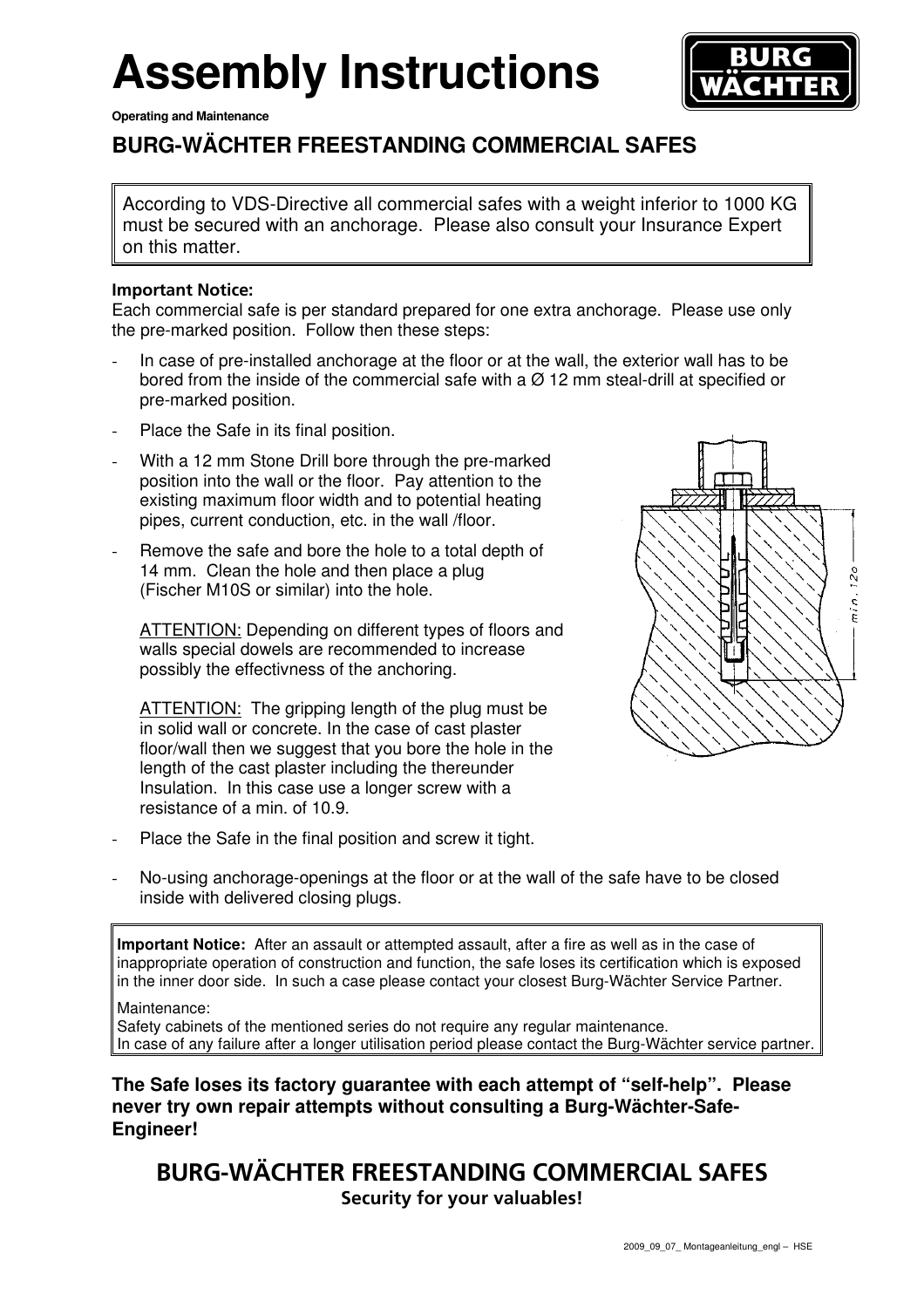# Assembly Instructions

**Operating and Maintenance**

## BURG-WÄCHTER FREESTANDING COMMERCIAL SAFES

According to VDS-Directive all commercial safes with a weight inferior to 1000 KG must be secured with an anchorage. Please also consult your Insurance Expert on this matter.

**Important Notice:**
Each commercial safe is per standard prepared for one extra anchorage. Please use only the pre-marked position. Follow then these steps:

- In case of pre-installed anchorage at the floor or at the wall, the exterior wall has to be bored from the inside of the commercial safe with a Ø 12 mm steal-drill at specified or pre-marked position.
- Place the Safe in its final position.
- With a 12 mm Stone Drill bore through the pre-marked position into the wall or the floor. Pay attention to the existing maximum floor width and to potential heating pipes, current conduction, etc. in the wall /floor.
- Remove the safe and bore the hole to a total depth of 14 mm. Clean the hole and then place a plug (Fischer M10S or similar) into the hole.

  ATTENTION: Depending on different types of floors and walls special dowels are recommended to increase possibly the effectivness of the anchoring.

  ATTENTION: The gripping length of the plug must be in solid wall or concrete. In the case of cast plaster floor/wall then we suggest that you bore the hole in the length of the cast plaster including the thereunder Insulation. In this case use a longer screw with a resistance of a min. of 10.9.

- Place the Safe in the final position and screw it tight.
- No-using anchorage-openings at the floor or at the wall of the safe have to be closed inside with delivered closing plugs.

**Important Notice:** After an assault or attempted assault, after a fire as well as in the case of inappropriate operation of construction and function, the safe loses its certification which is exposed in the inner door side. In such a case please contact your closest Burg-Wächter Service Partner.

Maintenance:
Safety cabinets of the mentioned series do not require any regular maintenance.
In case of any failure after a longer utilisation period please contact the Burg-Wächter service partner.

**The Safe loses its factory guarantee with each attempt of "self-help". Please never try own repair attempts without consulting a Burg-Wächter-Safe-Engineer!**

## BURG-WÄCHTER FREESTANDING COMMERCIAL SAFES

**Security for your valuables!**

2009_09_07_ Montageanleitung_engl – HSE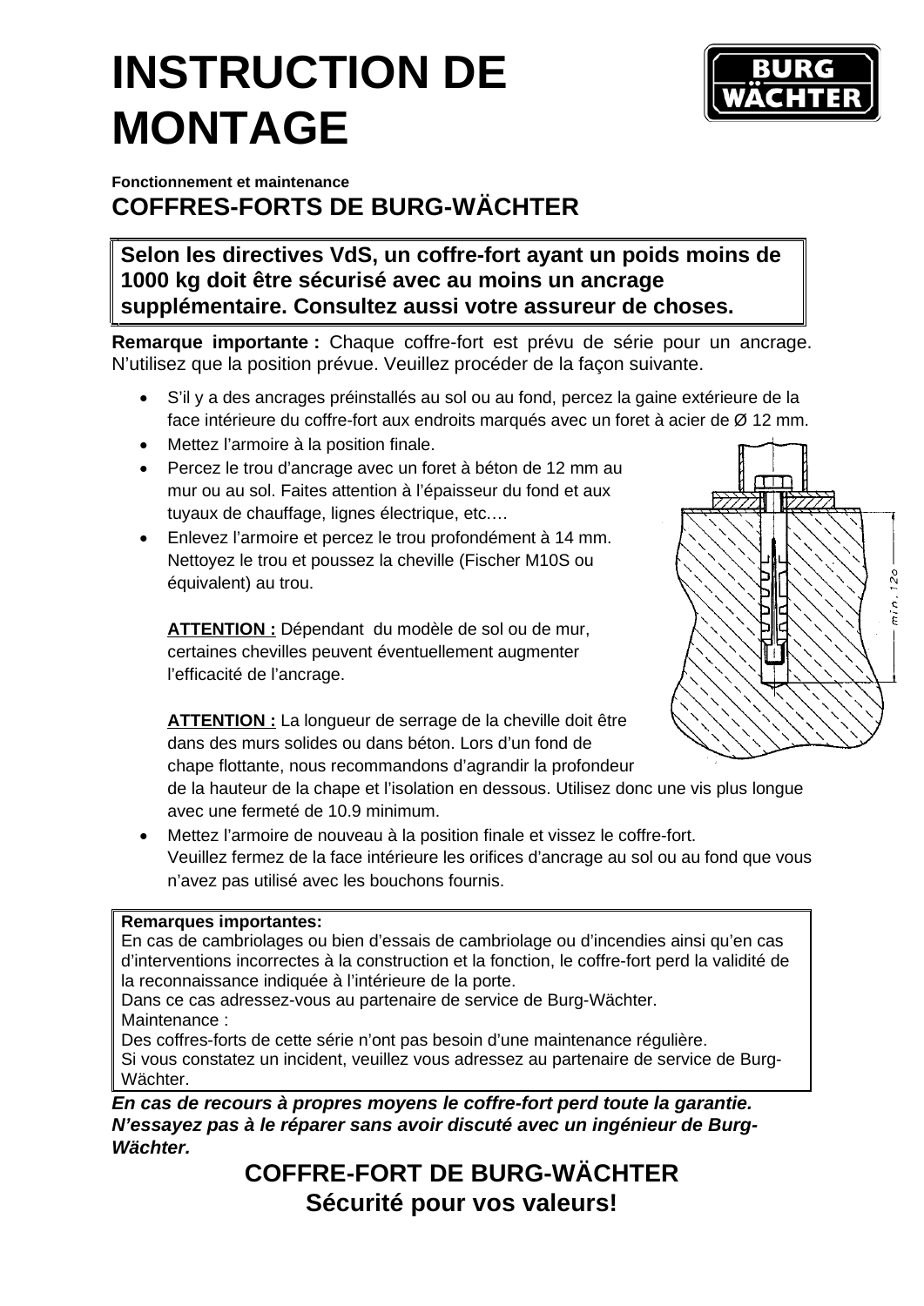# INSTRUCTION DE MONTAGE

**Fonctionnement et maintenance**

## COFFRES-FORTS DE BURG-WÄCHTER

**Selon les directives VdS, un coffre-fort ayant un poids moins de 1000 kg doit être sécurisé avec au moins un ancrage supplémentaire. Consultez aussi votre assureur de choses.**

**Remarque importante :** Chaque coffre-fort est prévu de série pour un ancrage. N'utilisez que la position prévue. Veuillez procéder de la façon suivante.

- S'il y a des ancrages préinstallés au sol ou au fond, percez la gaine extérieure de la face intérieure du coffre-fort aux endroits marqués avec un foret à acier de Ø 12 mm.
- Mettez l'armoire à la position finale.
- Percez le trou d'ancrage avec un foret à béton de 12 mm au mur ou au sol. Faites attention à l'épaisseur du fond et aux tuyaux de chauffage, lignes électrique, etc.…
- Enlevez l'armoire et percez le trou profondément à 14 mm. Nettoyez le trou et poussez la cheville (Fischer M10S ou équivalent) au trou.

  **ATTENTION :** Dépendant du modèle de sol ou de mur, certaines chevilles peuvent éventuellement augmenter l'efficacité de l'ancrage.

  **ATTENTION :** La longueur de serrage de la cheville doit être dans des murs solides ou dans béton. Lors d'un fond de chape flottante, nous recommandons d'agrandir la profondeur de la hauteur de la chape et l'isolation en dessous. Utilisez donc une vis plus longue avec une fermeté de 10.9 minimum.
- Mettez l'armoire de nouveau à la position finale et vissez le coffre-fort. Veuillez fermez de la face intérieure les orifices d'ancrage au sol ou au fond que vous n'avez pas utilisé avec les bouchons fournis.

min. 120

**Remarques importantes:**
En cas de cambriolages ou bien d'essais de cambriolage ou d'incendies ainsi qu'en cas d'interventions incorrectes à la construction et la fonction, le coffre-fort perd la validité de la reconnaissance indiquée à l'intérieure de la porte.
Dans ce cas adressez-vous au partenaire de service de Burg-Wächter.
Maintenance :
Des coffres-forts de cette série n'ont pas besoin d'une maintenance régulière.
Si vous constatez un incident, veuillez vous adressez au partenaire de service de Burg-Wächter.

***En cas de recours à propres moyens le coffre-fort perd toute la garantie. N'essayez pas à le réparer sans avoir discuté avec un ingénieur de Burg-Wächter.***

**COFFRE-FORT DE BURG-WÄCHTER**
**Sécurité pour vos valeurs!**